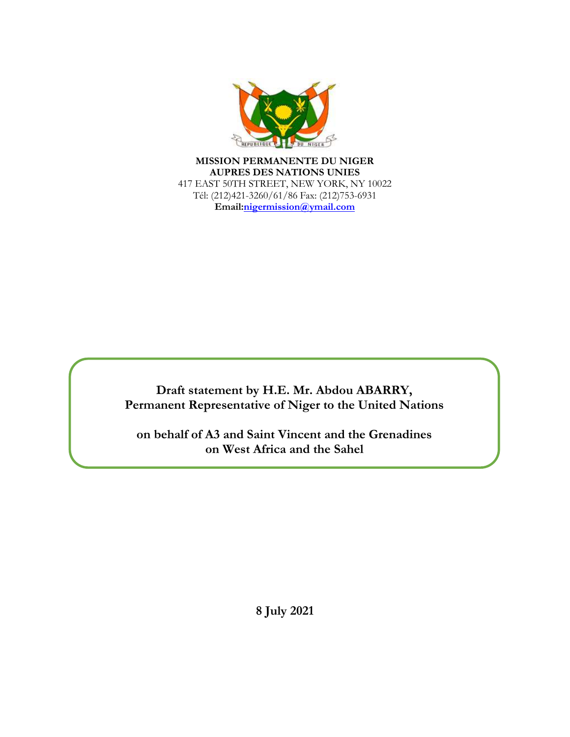**MISSION PERMANENTE DU NIGER**
**AUPRES DES NATIONS UNIES**
417 EAST 50TH STREET, NEW YORK, NY 10022
Tél: (212)421-3260/61/86 Fax: (212)753-6931
**Email:nigermission@ymail.com**

**Draft statement by H.E. Mr. Abdou ABARRY,**
**Permanent Representative of Niger to the United Nations**

**on behalf of A3 and Saint Vincent and the Grenadines**
**on West Africa and the Sahel**

**8 July 2021**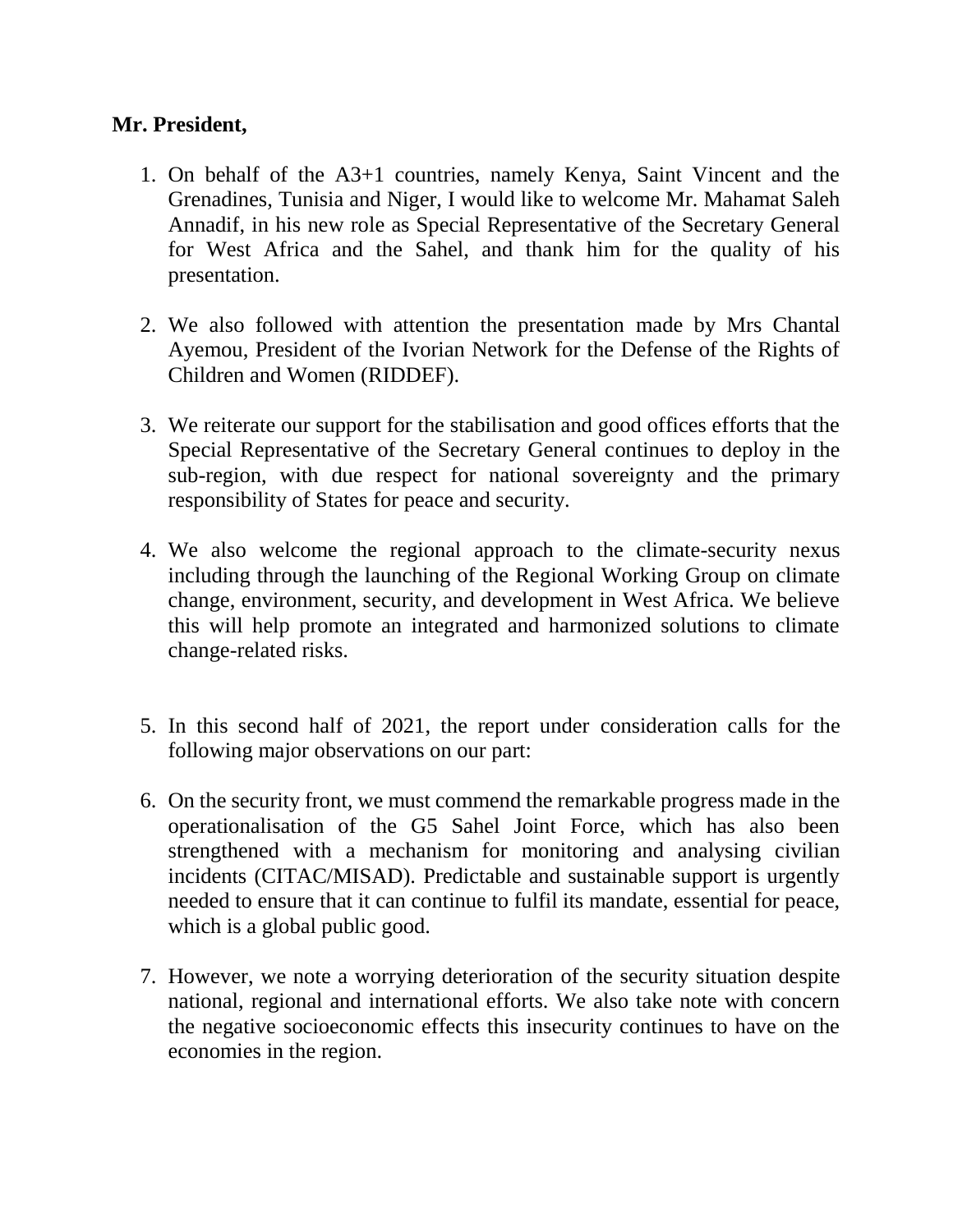**Mr. President,**

1. On behalf of the A3+1 countries, namely Kenya, Saint Vincent and the Grenadines, Tunisia and Niger, I would like to welcome Mr. Mahamat Saleh Annadif, in his new role as Special Representative of the Secretary General for West Africa and the Sahel, and thank him for the quality of his presentation.

2. We also followed with attention the presentation made by Mrs Chantal Ayemou, President of the Ivorian Network for the Defense of the Rights of Children and Women (RIDDEF).

3. We reiterate our support for the stabilisation and good offices efforts that the Special Representative of the Secretary General continues to deploy in the sub-region, with due respect for national sovereignty and the primary responsibility of States for peace and security.

4. We also welcome the regional approach to the climate-security nexus including through the launching of the Regional Working Group on climate change, environment, security, and development in West Africa. We believe this will help promote an integrated and harmonized solutions to climate change-related risks.

5. In this second half of 2021, the report under consideration calls for the following major observations on our part:

6. On the security front, we must commend the remarkable progress made in the operationalisation of the G5 Sahel Joint Force, which has also been strengthened with a mechanism for monitoring and analysing civilian incidents (CITAC/MISAD). Predictable and sustainable support is urgently needed to ensure that it can continue to fulfil its mandate, essential for peace, which is a global public good.

7. However, we note a worrying deterioration of the security situation despite national, regional and international efforts. We also take note with concern the negative socioeconomic effects this insecurity continues to have on the economies in the region.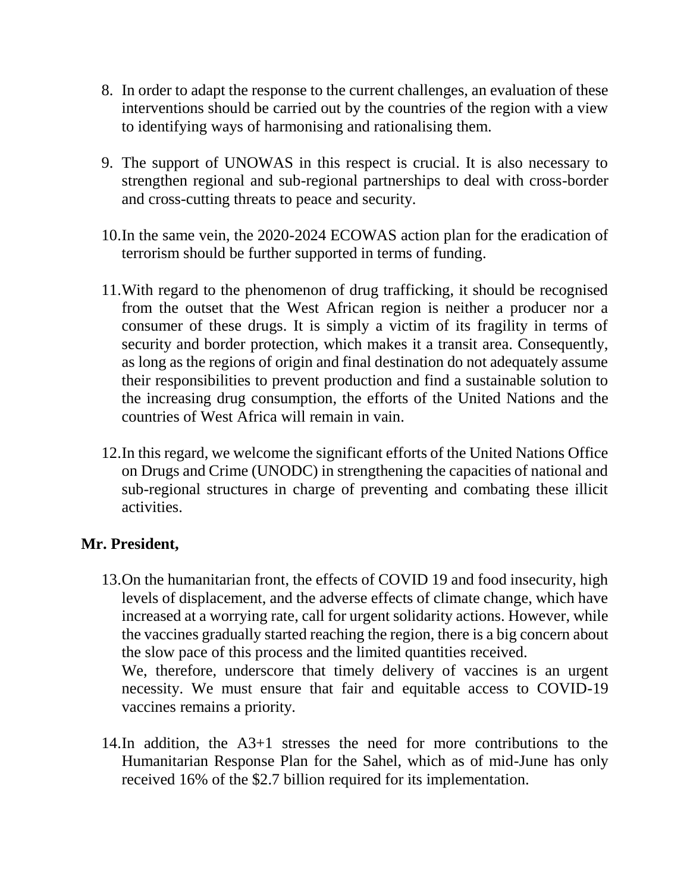8. In order to adapt the response to the current challenges, an evaluation of these interventions should be carried out by the countries of the region with a view to identifying ways of harmonising and rationalising them.

9. The support of UNOWAS in this respect is crucial. It is also necessary to strengthen regional and sub-regional partnerships to deal with cross-border and cross-cutting threats to peace and security.

10. In the same vein, the 2020-2024 ECOWAS action plan for the eradication of terrorism should be further supported in terms of funding.

11. With regard to the phenomenon of drug trafficking, it should be recognised from the outset that the West African region is neither a producer nor a consumer of these drugs. It is simply a victim of its fragility in terms of security and border protection, which makes it a transit area. Consequently, as long as the regions of origin and final destination do not adequately assume their responsibilities to prevent production and find a sustainable solution to the increasing drug consumption, the efforts of the United Nations and the countries of West Africa will remain in vain.

12. In this regard, we welcome the significant efforts of the United Nations Office on Drugs and Crime (UNODC) in strengthening the capacities of national and sub-regional structures in charge of preventing and combating these illicit activities.

**Mr. President,**

13. On the humanitarian front, the effects of COVID 19 and food insecurity, high levels of displacement, and the adverse effects of climate change, which have increased at a worrying rate, call for urgent solidarity actions. However, while the vaccines gradually started reaching the region, there is a big concern about the slow pace of this process and the limited quantities received.
    We, therefore, underscore that timely delivery of vaccines is an urgent necessity. We must ensure that fair and equitable access to COVID-19 vaccines remains a priority.

14. In addition, the A3+1 stresses the need for more contributions to the Humanitarian Response Plan for the Sahel, which as of mid-June has only received 16% of the $2.7 billion required for its implementation.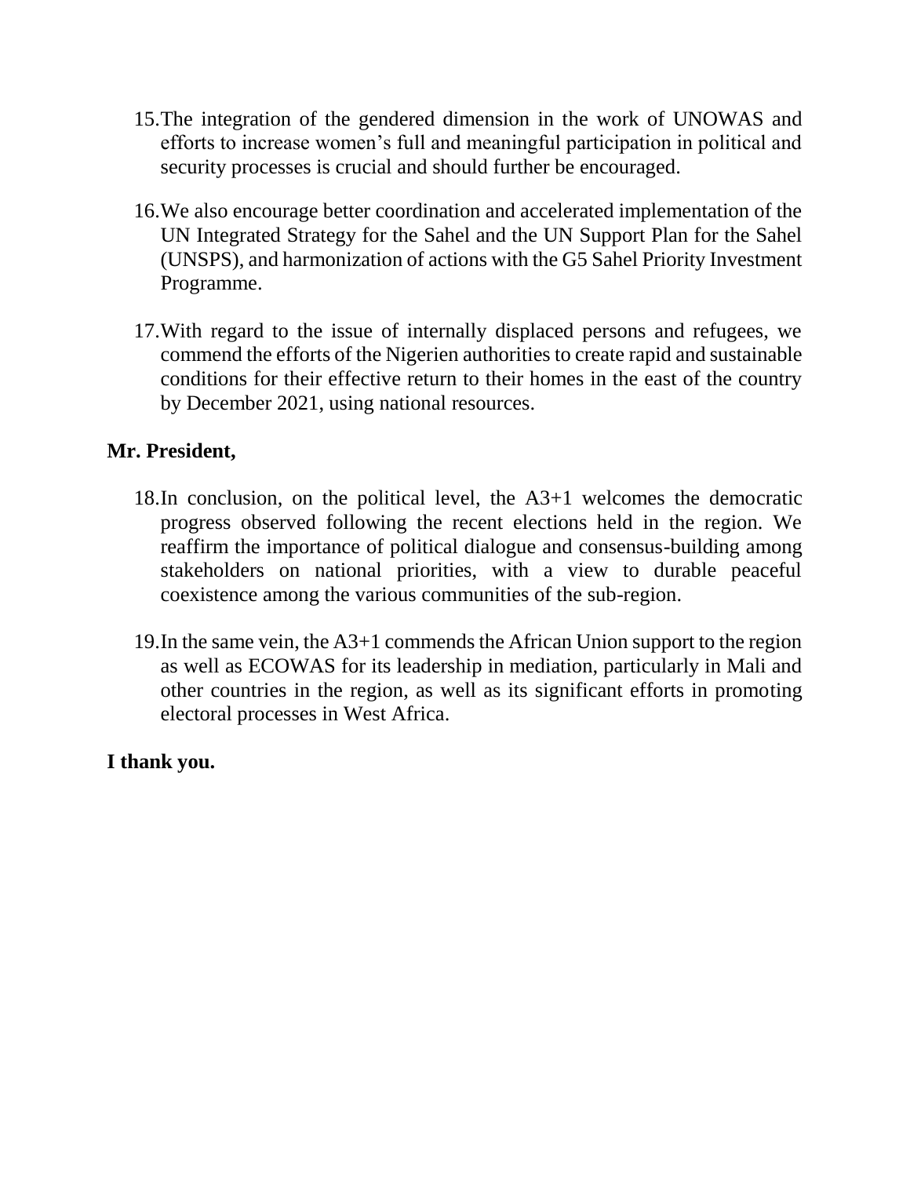15. The integration of the gendered dimension in the work of UNOWAS and efforts to increase women's full and meaningful participation in political and security processes is crucial and should further be encouraged.

16. We also encourage better coordination and accelerated implementation of the UN Integrated Strategy for the Sahel and the UN Support Plan for the Sahel (UNSPS), and harmonization of actions with the G5 Sahel Priority Investment Programme.

17. With regard to the issue of internally displaced persons and refugees, we commend the efforts of the Nigerien authorities to create rapid and sustainable conditions for their effective return to their homes in the east of the country by December 2021, using national resources.

**Mr. President,**

18. In conclusion, on the political level, the A3+1 welcomes the democratic progress observed following the recent elections held in the region. We reaffirm the importance of political dialogue and consensus-building among stakeholders on national priorities, with a view to durable peaceful coexistence among the various communities of the sub-region.

19. In the same vein, the A3+1 commends the African Union support to the region as well as ECOWAS for its leadership in mediation, particularly in Mali and other countries in the region, as well as its significant efforts in promoting electoral processes in West Africa.

**I thank you.**